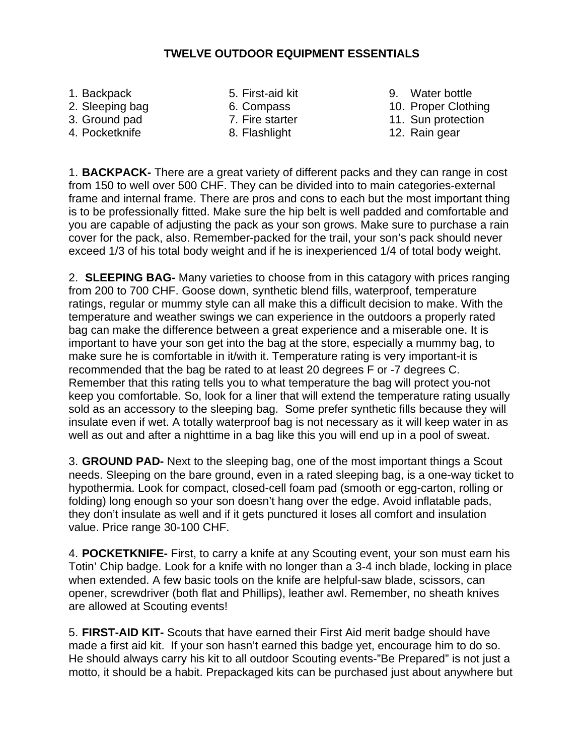# TWELVE OUTDOOR EQUIPMENT ESSENTIALS

1. Backpack
2. Sleeping bag
3. Ground pad
4. Pocketknife
5. First-aid kit
6. Compass
7. Fire starter
8. Flashlight
9. Water bottle
10. Proper Clothing
11. Sun protection
12. Rain gear

1. **BACKPACK-** There are a great variety of different packs and they can range in cost from 150 to well over 500 CHF. They can be divided into to main categories-external frame and internal frame. There are pros and cons to each but the most important thing is to be professionally fitted. Make sure the hip belt is well padded and comfortable and you are capable of adjusting the pack as your son grows. Make sure to purchase a rain cover for the pack, also. Remember-packed for the trail, your son's pack should never exceed 1/3 of his total body weight and if he is inexperienced 1/4 of total body weight.

2. **SLEEPING BAG-** Many varieties to choose from in this catagory with prices ranging from 200 to 700 CHF. Goose down, synthetic blend fills, waterproof, temperature ratings, regular or mummy style can all make this a difficult decision to make. With the temperature and weather swings we can experience in the outdoors a properly rated bag can make the difference between a great experience and a miserable one. It is important to have your son get into the bag at the store, especially a mummy bag, to make sure he is comfortable in it/with it. Temperature rating is very important-it is recommended that the bag be rated to at least 20 degrees F or -7 degrees C. Remember that this rating tells you to what temperature the bag will protect you-not keep you comfortable. So, look for a liner that will extend the temperature rating usually sold as an accessory to the sleeping bag. Some prefer synthetic fills because they will insulate even if wet. A totally waterproof bag is not necessary as it will keep water in as well as out and after a nighttime in a bag like this you will end up in a pool of sweat.

3. **GROUND PAD-** Next to the sleeping bag, one of the most important things a Scout needs. Sleeping on the bare ground, even in a rated sleeping bag, is a one-way ticket to hypothermia. Look for compact, closed-cell foam pad (smooth or egg-carton, rolling or folding) long enough so your son doesn't hang over the edge. Avoid inflatable pads, they don't insulate as well and if it gets punctured it loses all comfort and insulation value. Price range 30-100 CHF.

4. **POCKETKNIFE-** First, to carry a knife at any Scouting event, your son must earn his Totin' Chip badge. Look for a knife with no longer than a 3-4 inch blade, locking in place when extended. A few basic tools on the knife are helpful-saw blade, scissors, can opener, screwdriver (both flat and Phillips), leather awl. Remember, no sheath knives are allowed at Scouting events!

5. **FIRST-AID KIT-** Scouts that have earned their First Aid merit badge should have made a first aid kit. If your son hasn't earned this badge yet, encourage him to do so. He should always carry his kit to all outdoor Scouting events-"Be Prepared" is not just a motto, it should be a habit. Prepackaged kits can be purchased just about anywhere but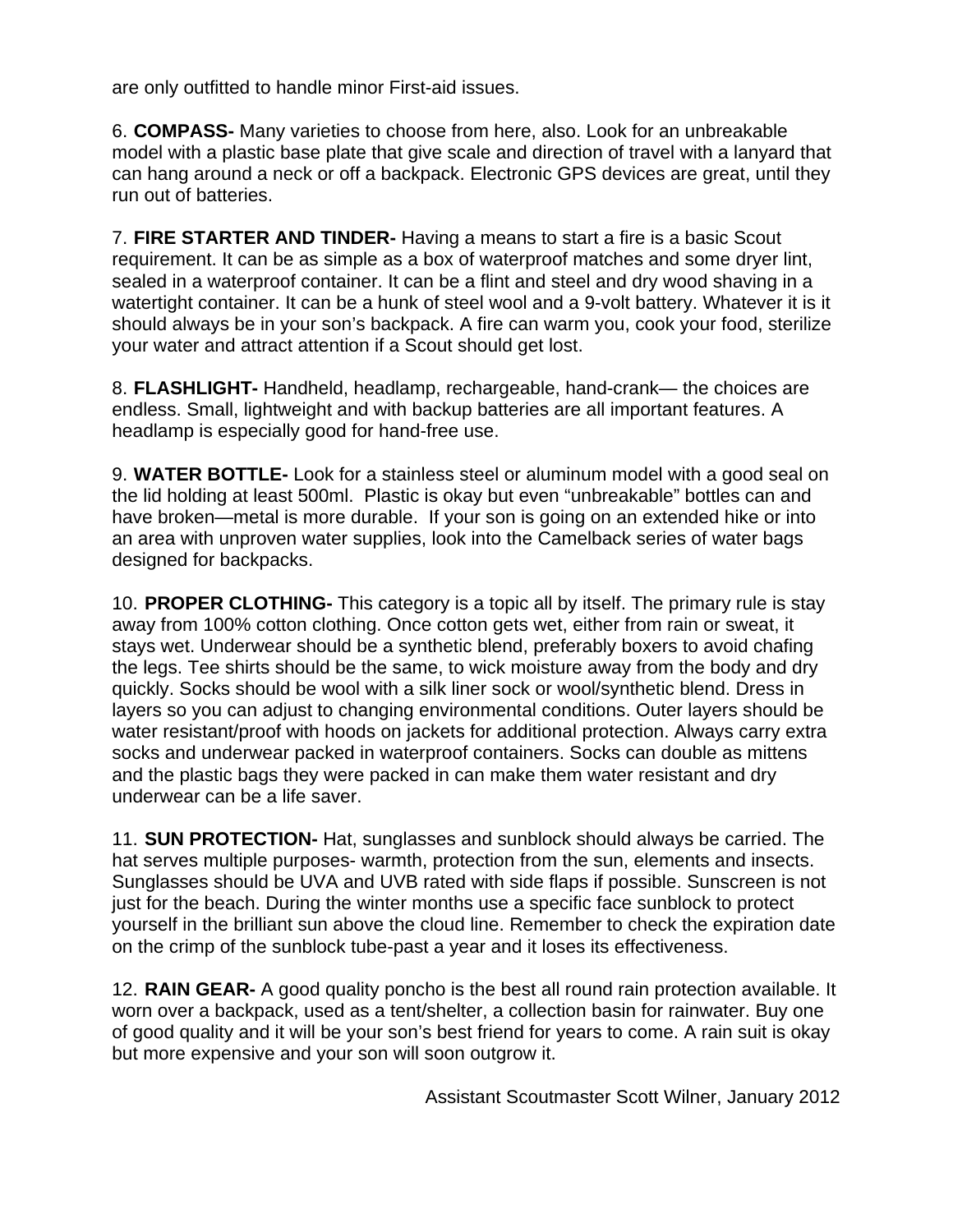are only outfitted to handle minor First-aid issues.

6. **COMPASS-** Many varieties to choose from here, also. Look for an unbreakable model with a plastic base plate that give scale and direction of travel with a lanyard that can hang around a neck or off a backpack. Electronic GPS devices are great, until they run out of batteries.

7. **FIRE STARTER AND TINDER-** Having a means to start a fire is a basic Scout requirement. It can be as simple as a box of waterproof matches and some dryer lint, sealed in a waterproof container. It can be a flint and steel and dry wood shaving in a watertight container. It can be a hunk of steel wool and a 9-volt battery. Whatever it is it should always be in your son's backpack. A fire can warm you, cook your food, sterilize your water and attract attention if a Scout should get lost.

8. **FLASHLIGHT-** Handheld, headlamp, rechargeable, hand-crank— the choices are endless. Small, lightweight and with backup batteries are all important features. A headlamp is especially good for hand-free use.

9. **WATER BOTTLE-** Look for a stainless steel or aluminum model with a good seal on the lid holding at least 500ml. Plastic is okay but even "unbreakable" bottles can and have broken—metal is more durable. If your son is going on an extended hike or into an area with unproven water supplies, look into the Camelback series of water bags designed for backpacks.

10. **PROPER CLOTHING-** This category is a topic all by itself. The primary rule is stay away from 100% cotton clothing. Once cotton gets wet, either from rain or sweat, it stays wet. Underwear should be a synthetic blend, preferably boxers to avoid chafing the legs. Tee shirts should be the same, to wick moisture away from the body and dry quickly. Socks should be wool with a silk liner sock or wool/synthetic blend. Dress in layers so you can adjust to changing environmental conditions. Outer layers should be water resistant/proof with hoods on jackets for additional protection. Always carry extra socks and underwear packed in waterproof containers. Socks can double as mittens and the plastic bags they were packed in can make them water resistant and dry underwear can be a life saver.

11. **SUN PROTECTION-** Hat, sunglasses and sunblock should always be carried. The hat serves multiple purposes- warmth, protection from the sun, elements and insects. Sunglasses should be UVA and UVB rated with side flaps if possible. Sunscreen is not just for the beach. During the winter months use a specific face sunblock to protect yourself in the brilliant sun above the cloud line. Remember to check the expiration date on the crimp of the sunblock tube-past a year and it loses its effectiveness.

12. **RAIN GEAR-** A good quality poncho is the best all round rain protection available. It worn over a backpack, used as a tent/shelter, a collection basin for rainwater. Buy one of good quality and it will be your son's best friend for years to come. A rain suit is okay but more expensive and your son will soon outgrow it.

Assistant Scoutmaster Scott Wilner, January 2012